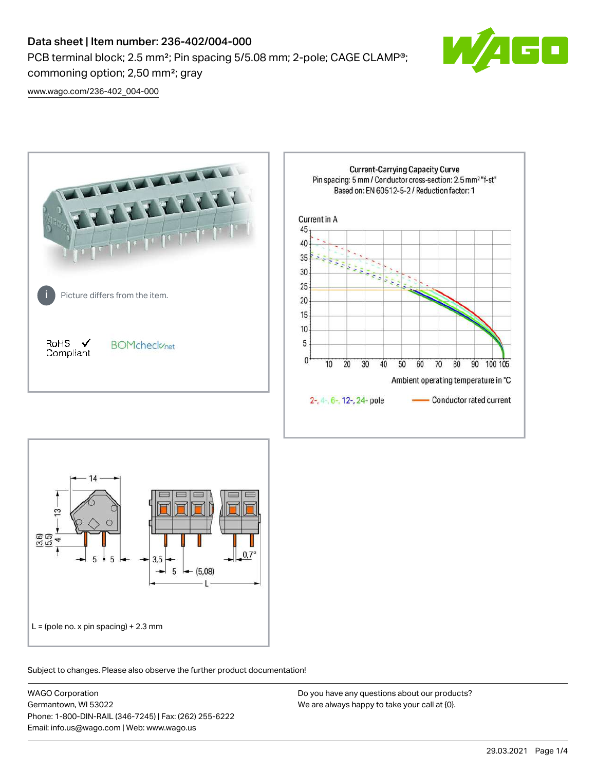# Data sheet | Item number: 236-402/004-000

PCB terminal block; 2.5 mm²; Pin spacing 5/5.08 mm; 2-pole; CAGE CLAMP®; commoning option; 2,50 mm²; gray

www.wago.com/236-402_004-000

Picture differs from the item.

RoHS ✓ Compliant

BOMcheck.net

Current-Carrying Capacity Curve
Pin spacing: 5 mm / Conductor cross-section: 2.5 mm² "f-st"
Based on: EN 60512-5-2 / Reduction factor: 1

Current in A

Ambient operating temperature in °C

2-, 4-, 6-, 12-, 24- pole

Conductor rated current

L = (pole no. x pin spacing) + 2.3 mm

Subject to changes. Please also observe the further product documentation!

WAGO Corporation
Germantown, WI 53022
Phone: 1-800-DIN-RAIL (346-7245) | Fax: (262) 255-6222
Email: info.us@wago.com | Web: www.wago.us

Do you have any questions about our products?
We are always happy to take your call at {0}.

29.03.2021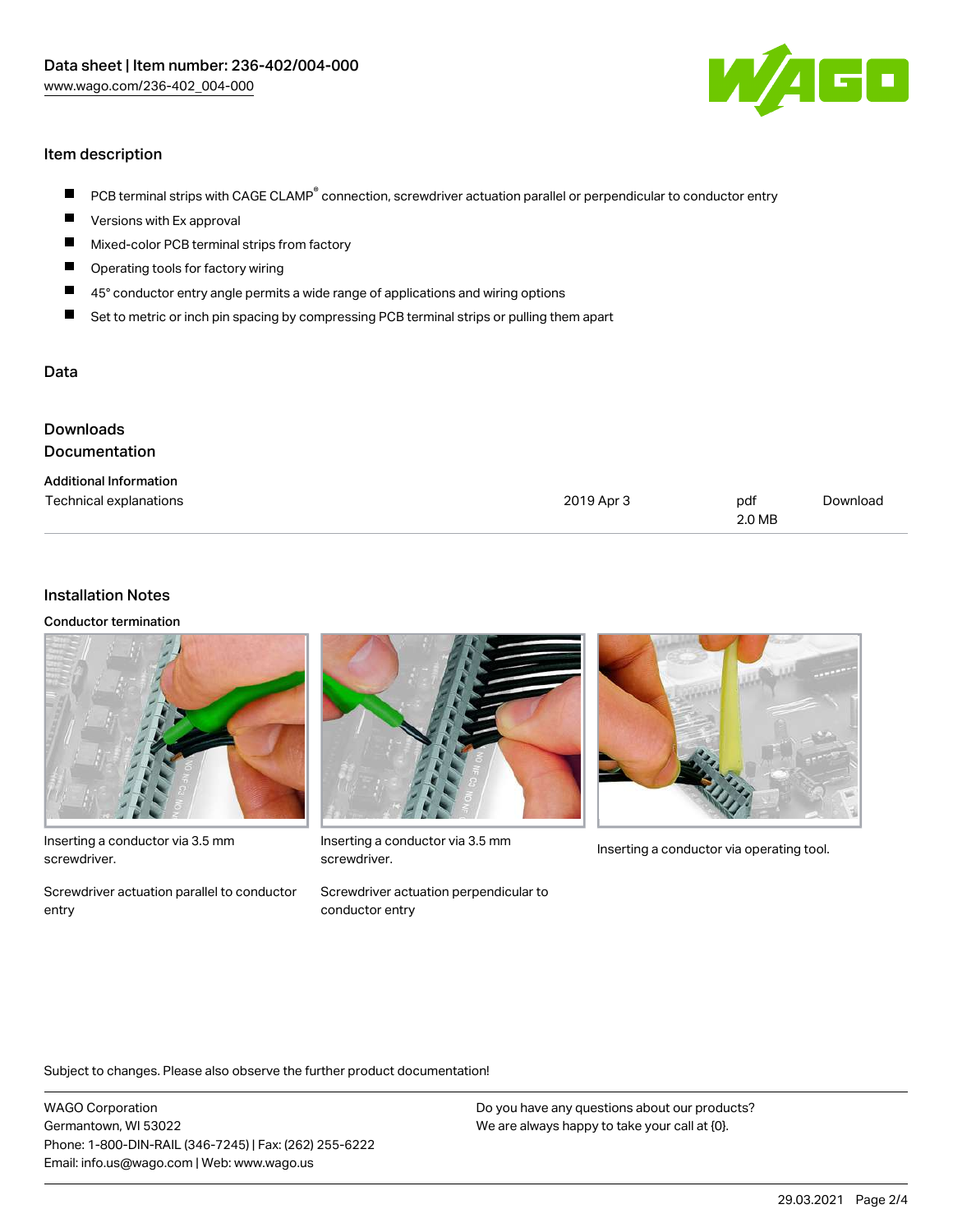Data sheet | Item number: 236-402/004-000
www.wago.com/236-402_004-000

## Item description

- PCB terminal strips with CAGE CLAMP® connection, screwdriver actuation parallel or perpendicular to conductor entry
- Versions with Ex approval
- Mixed-color PCB terminal strips from factory
- Operating tools for factory wiring
- 45° conductor entry angle permits a wide range of applications and wiring options
- Set to metric or inch pin spacing by compressing PCB terminal strips or pulling them apart

## Data

## Downloads

## Documentation

**Additional Information**

| | | | |
|---|---|---|---|
| Technical explanations | 2019 Apr 3 | pdf 2.0 MB | Download |

## Installation Notes

**Conductor termination**

Inserting a conductor via 3.5 mm screwdriver.

Screwdriver actuation parallel to conductor entry

Inserting a conductor via 3.5 mm screwdriver.

Screwdriver actuation perpendicular to conductor entry

Inserting a conductor via operating tool.

Subject to changes. Please also observe the further product documentation!

WAGO Corporation
Germantown, WI 53022
Phone: 1-800-DIN-RAIL (346-7245) | Fax: (262) 255-6222
Email: info.us@wago.com | Web: www.wago.us

Do you have any questions about our products?
We are always happy to take your call at {0}.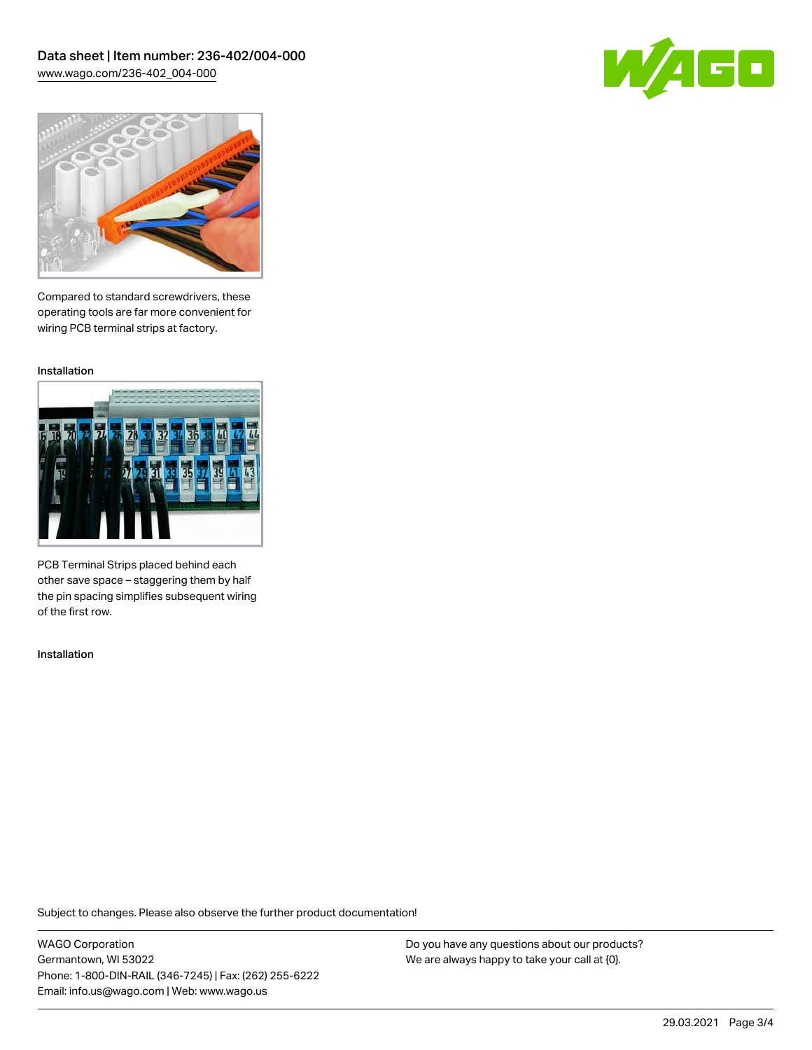Compared to standard screwdrivers, these operating tools are far more convenient for wiring PCB terminal strips at factory.

Installation

PCB Terminal Strips placed behind each other save space – staggering them by half the pin spacing simplifies subsequent wiring of the first row.

Installation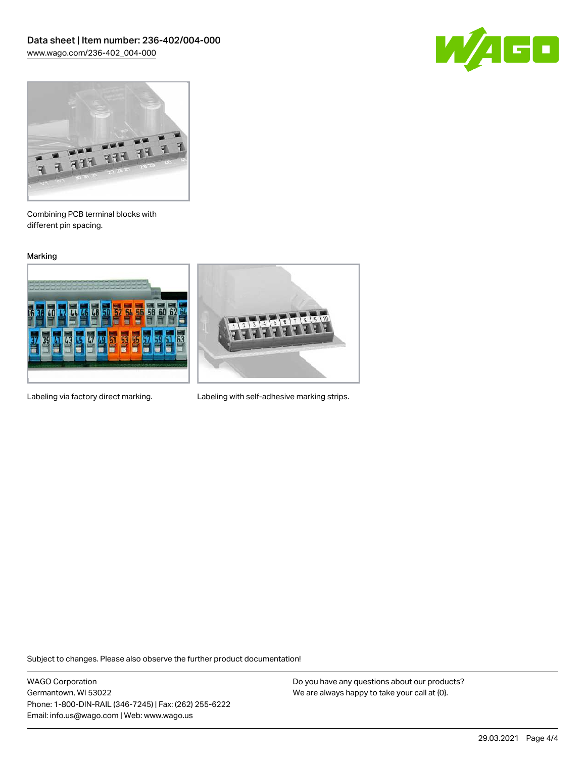Combining PCB terminal blocks with different pin spacing.

Marking

Labeling via factory direct marking.

Labeling with self-adhesive marking strips.

Subject to changes. Please also observe the further product documentation!

WAGO Corporation
Germantown, WI 53022
Phone: 1-800-DIN-RAIL (346-7245) | Fax: (262) 255-6222
Email: info.us@wago.com | Web: www.wago.us

Do you have any questions about our products?
We are always happy to take your call at {0}.